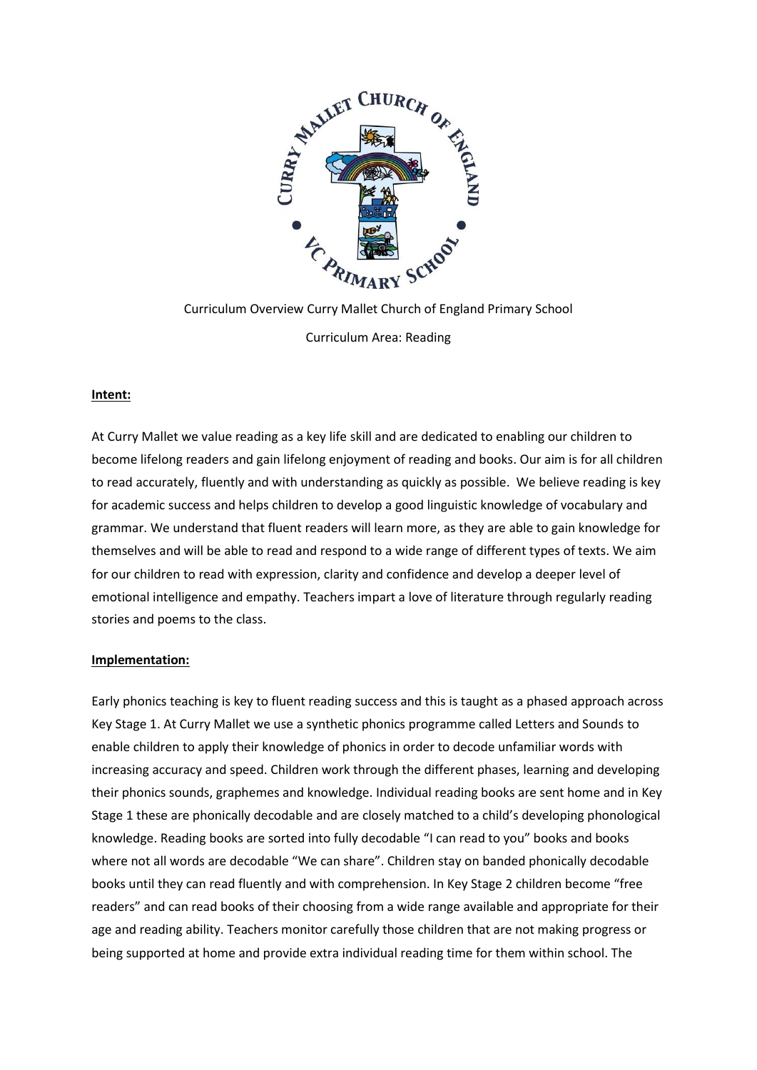Curriculum Overview Curry Mallet Church of England Primary School

Curriculum Area: Reading

**Intent:**

At Curry Mallet we value reading as a key life skill and are dedicated to enabling our children to become lifelong readers and gain lifelong enjoyment of reading and books. Our aim is for all children to read accurately, fluently and with understanding as quickly as possible. We believe reading is key for academic success and helps children to develop a good linguistic knowledge of vocabulary and grammar. We understand that fluent readers will learn more, as they are able to gain knowledge for themselves and will be able to read and respond to a wide range of different types of texts. We aim for our children to read with expression, clarity and confidence and develop a deeper level of emotional intelligence and empathy. Teachers impart a love of literature through regularly reading stories and poems to the class.

**Implementation:**

Early phonics teaching is key to fluent reading success and this is taught as a phased approach across Key Stage 1. At Curry Mallet we use a synthetic phonics programme called Letters and Sounds to enable children to apply their knowledge of phonics in order to decode unfamiliar words with increasing accuracy and speed. Children work through the different phases, learning and developing their phonics sounds, graphemes and knowledge. Individual reading books are sent home and in Key Stage 1 these are phonically decodable and are closely matched to a child's developing phonological knowledge. Reading books are sorted into fully decodable "I can read to you" books and books where not all words are decodable "We can share". Children stay on banded phonically decodable books until they can read fluently and with comprehension. In Key Stage 2 children become "free readers" and can read books of their choosing from a wide range available and appropriate for their age and reading ability. Teachers monitor carefully those children that are not making progress or being supported at home and provide extra individual reading time for them within school. The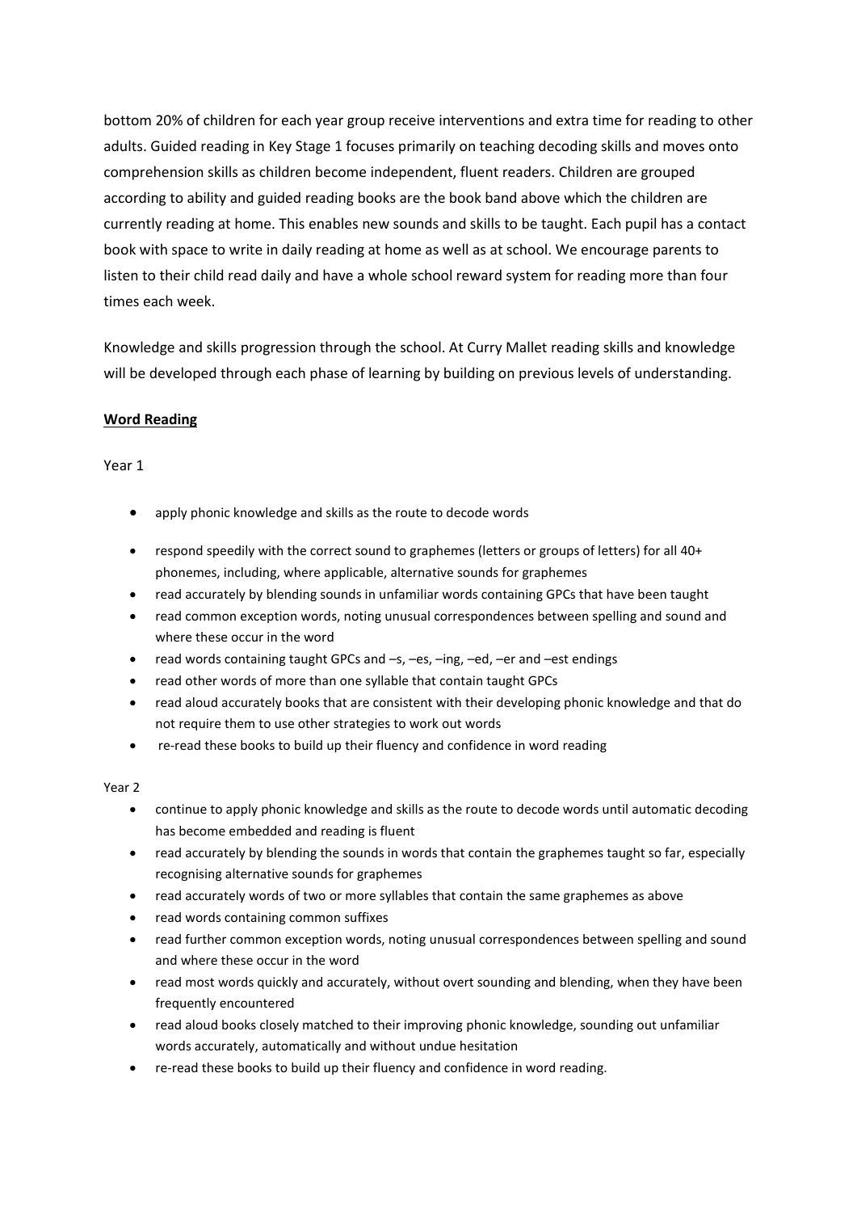bottom 20% of children for each year group receive interventions and extra time for reading to other adults. Guided reading in Key Stage 1 focuses primarily on teaching decoding skills and moves onto comprehension skills as children become independent, fluent readers. Children are grouped according to ability and guided reading books are the book band above which the children are currently reading at home. This enables new sounds and skills to be taught. Each pupil has a contact book with space to write in daily reading at home as well as at school. We encourage parents to listen to their child read daily and have a whole school reward system for reading more than four times each week.

Knowledge and skills progression through the school. At Curry Mallet reading skills and knowledge will be developed through each phase of learning by building on previous levels of understanding.

**Word Reading**

Year 1

- apply phonic knowledge and skills as the route to decode words
- respond speedily with the correct sound to graphemes (letters or groups of letters) for all 40+ phonemes, including, where applicable, alternative sounds for graphemes
- read accurately by blending sounds in unfamiliar words containing GPCs that have been taught
- read common exception words, noting unusual correspondences between spelling and sound and where these occur in the word
- read words containing taught GPCs and –s, –es, –ing, –ed, –er and –est endings
- read other words of more than one syllable that contain taught GPCs
- read aloud accurately books that are consistent with their developing phonic knowledge and that do not require them to use other strategies to work out words
- re-read these books to build up their fluency and confidence in word reading

Year 2

- continue to apply phonic knowledge and skills as the route to decode words until automatic decoding has become embedded and reading is fluent
- read accurately by blending the sounds in words that contain the graphemes taught so far, especially recognising alternative sounds for graphemes
- read accurately words of two or more syllables that contain the same graphemes as above
- read words containing common suffixes
- read further common exception words, noting unusual correspondences between spelling and sound and where these occur in the word
- read most words quickly and accurately, without overt sounding and blending, when they have been frequently encountered
- read aloud books closely matched to their improving phonic knowledge, sounding out unfamiliar words accurately, automatically and without undue hesitation
- re-read these books to build up their fluency and confidence in word reading.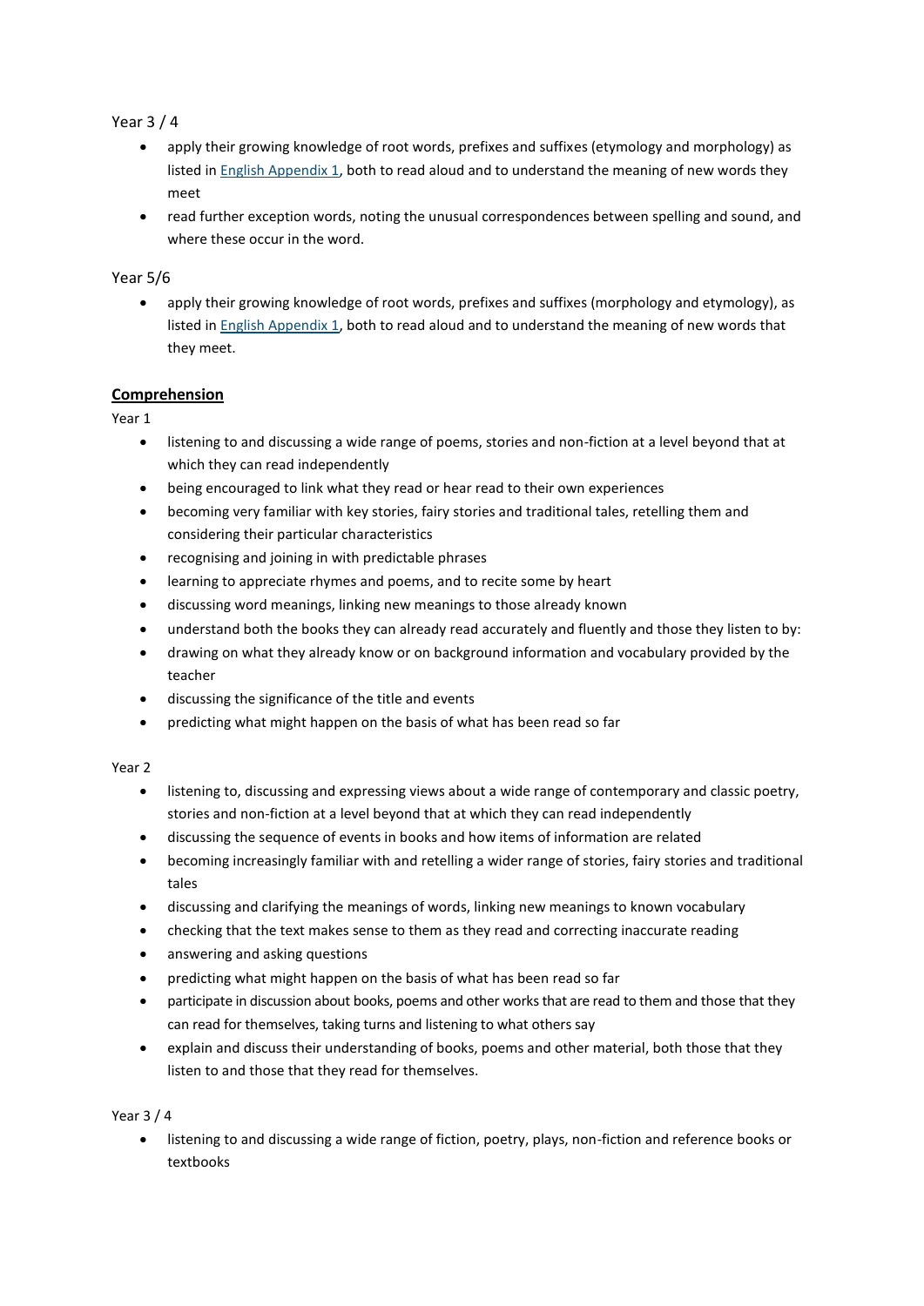Year 3 / 4

- apply their growing knowledge of root words, prefixes and suffixes (etymology and morphology) as listed in [English Appendix 1](), both to read aloud and to understand the meaning of new words they meet
- read further exception words, noting the unusual correspondences between spelling and sound, and where these occur in the word.

Year 5/6

- apply their growing knowledge of root words, prefixes and suffixes (morphology and etymology), as listed in [English Appendix 1](), both to read aloud and to understand the meaning of new words that they meet.

## Comprehension

Year 1

- listening to and discussing a wide range of poems, stories and non-fiction at a level beyond that at which they can read independently
- being encouraged to link what they read or hear read to their own experiences
- becoming very familiar with key stories, fairy stories and traditional tales, retelling them and considering their particular characteristics
- recognising and joining in with predictable phrases
- learning to appreciate rhymes and poems, and to recite some by heart
- discussing word meanings, linking new meanings to those already known
- understand both the books they can already read accurately and fluently and those they listen to by:
- drawing on what they already know or on background information and vocabulary provided by the teacher
- discussing the significance of the title and events
- predicting what might happen on the basis of what has been read so far

Year 2

- listening to, discussing and expressing views about a wide range of contemporary and classic poetry, stories and non-fiction at a level beyond that at which they can read independently
- discussing the sequence of events in books and how items of information are related
- becoming increasingly familiar with and retelling a wider range of stories, fairy stories and traditional tales
- discussing and clarifying the meanings of words, linking new meanings to known vocabulary
- checking that the text makes sense to them as they read and correcting inaccurate reading
- answering and asking questions
- predicting what might happen on the basis of what has been read so far
- participate in discussion about books, poems and other works that are read to them and those that they can read for themselves, taking turns and listening to what others say
- explain and discuss their understanding of books, poems and other material, both those that they listen to and those that they read for themselves.

Year 3 / 4

- listening to and discussing a wide range of fiction, poetry, plays, non-fiction and reference books or textbooks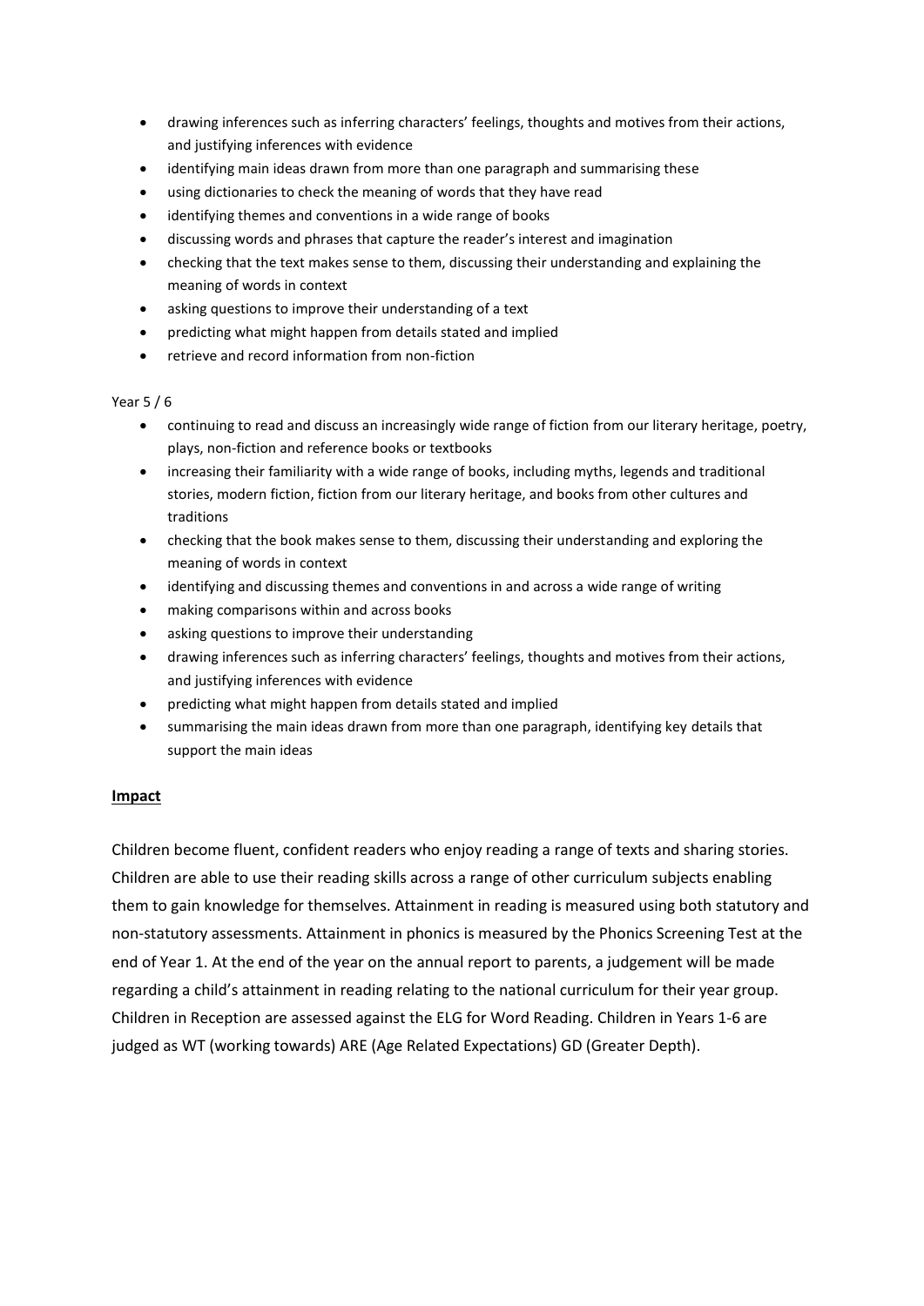- drawing inferences such as inferring characters' feelings, thoughts and motives from their actions, and justifying inferences with evidence
- identifying main ideas drawn from more than one paragraph and summarising these
- using dictionaries to check the meaning of words that they have read
- identifying themes and conventions in a wide range of books
- discussing words and phrases that capture the reader's interest and imagination
- checking that the text makes sense to them, discussing their understanding and explaining the meaning of words in context
- asking questions to improve their understanding of a text
- predicting what might happen from details stated and implied
- retrieve and record information from non-fiction

Year 5 / 6

- continuing to read and discuss an increasingly wide range of fiction from our literary heritage, poetry, plays, non-fiction and reference books or textbooks
- increasing their familiarity with a wide range of books, including myths, legends and traditional stories, modern fiction, fiction from our literary heritage, and books from other cultures and traditions
- checking that the book makes sense to them, discussing their understanding and exploring the meaning of words in context
- identifying and discussing themes and conventions in and across a wide range of writing
- making comparisons within and across books
- asking questions to improve their understanding
- drawing inferences such as inferring characters' feelings, thoughts and motives from their actions, and justifying inferences with evidence
- predicting what might happen from details stated and implied
- summarising the main ideas drawn from more than one paragraph, identifying key details that support the main ideas

## Impact

Children become fluent, confident readers who enjoy reading a range of texts and sharing stories. Children are able to use their reading skills across a range of other curriculum subjects enabling them to gain knowledge for themselves. Attainment in reading is measured using both statutory and non-statutory assessments. Attainment in phonics is measured by the Phonics Screening Test at the end of Year 1. At the end of the year on the annual report to parents, a judgement will be made regarding a child's attainment in reading relating to the national curriculum for their year group. Children in Reception are assessed against the ELG for Word Reading. Children in Years 1-6 are judged as WT (working towards) ARE (Age Related Expectations) GD (Greater Depth).